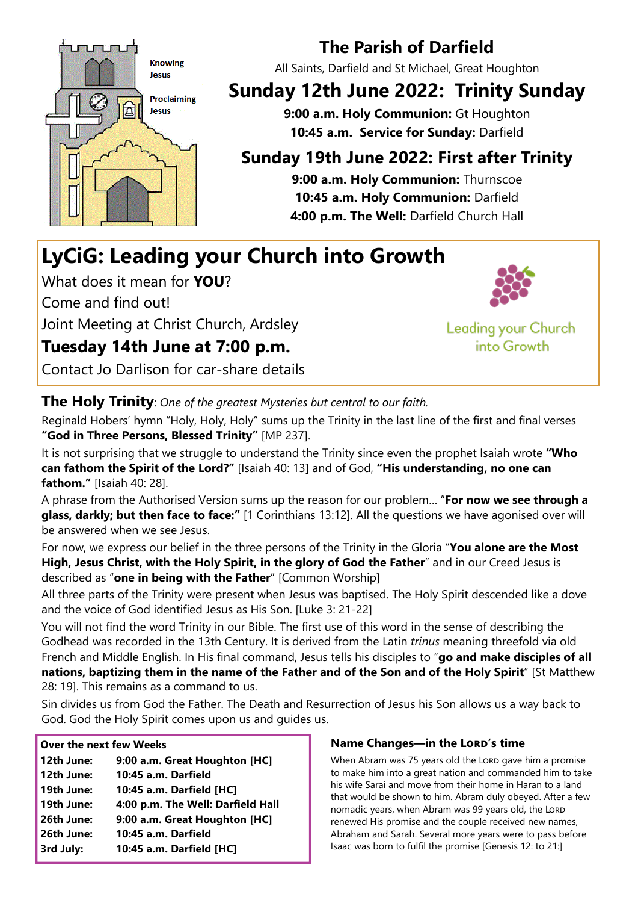Knowing Jesus

Proclaiming Jesus

# The Parish of Darfield

All Saints, Darfield and St Michael, Great Houghton

## Sunday 12th June 2022: Trinity Sunday

**9:00 a.m. Holy Communion:** Gt Houghton
**10:45 a.m. Service for Sunday:** Darfield

## Sunday 19th June 2022: First after Trinity

**9:00 a.m. Holy Communion:** Thurnscoe
**10:45 a.m. Holy Communion:** Darfield
**4:00 p.m. The Well:** Darfield Church Hall

## LyCiG: Leading your Church into Growth

What does it mean for **YOU**?

Come and find out!

Joint Meeting at Christ Church, Ardsley

**Tuesday 14th June at 7:00 p.m.**

Contact Jo Darlison for car-share details

Leading your Church into Growth

**The Holy Trinity**: *One of the greatest Mysteries but central to our faith.*

Reginald Hobers' hymn "Holy, Holy, Holy" sums up the Trinity in the last line of the first and final verses **"God in Three Persons, Blessed Trinity"** [MP 237].

It is not surprising that we struggle to understand the Trinity since even the prophet Isaiah wrote **"Who can fathom the Spirit of the Lord?"** [Isaiah 40: 13] and of God, **"His understanding, no one can fathom."** [Isaiah 40: 28].

A phrase from the Authorised Version sums up the reason for our problem… "**For now we see through a glass, darkly; but then face to face:"** [1 Corinthians 13:12]. All the questions we have agonised over will be answered when we see Jesus.

For now, we express our belief in the three persons of the Trinity in the Gloria "**You alone are the Most High, Jesus Christ, with the Holy Spirit, in the glory of God the Father**" and in our Creed Jesus is described as "**one in being with the Father**" [Common Worship]

All three parts of the Trinity were present when Jesus was baptised. The Holy Spirit descended like a dove and the voice of God identified Jesus as His Son. [Luke 3: 21-22]

You will not find the word Trinity in our Bible. The first use of this word in the sense of describing the Godhead was recorded in the 13th Century. It is derived from the Latin *trinus* meaning threefold via old French and Middle English. In His final command, Jesus tells his disciples to "**go and make disciples of all nations, baptizing them in the name of the Father and of the Son and of the Holy Spirit**" [St Matthew 28: 19]. This remains as a command to us.

Sin divides us from God the Father. The Death and Resurrection of Jesus his Son allows us a way back to God. God the Holy Spirit comes upon us and guides us.

| Over the next few Weeks | |
|---|---|
| 12th June: | 9:00 a.m. Great Houghton [HC] |
| 12th June: | 10:45 a.m. Darfield |
| 19th June: | 10:45 a.m. Darfield [HC] |
| 19th June: | 4:00 p.m. The Well: Darfield Hall |
| 26th June: | 9:00 a.m. Great Houghton [HC] |
| 26th June: | 10:45 a.m. Darfield |
| 3rd July: | 10:45 a.m. Darfield [HC] |

### Name Changes—in the LORD's time

When Abram was 75 years old the LORD gave him a promise to make him into a great nation and commanded him to take his wife Sarai and move from their home in Haran to a land that would be shown to him. Abram duly obeyed. After a few nomadic years, when Abram was 99 years old, the LORD renewed His promise and the couple received new names, Abraham and Sarah. Several more years were to pass before Isaac was born to fulfil the promise [Genesis 12: to 21:]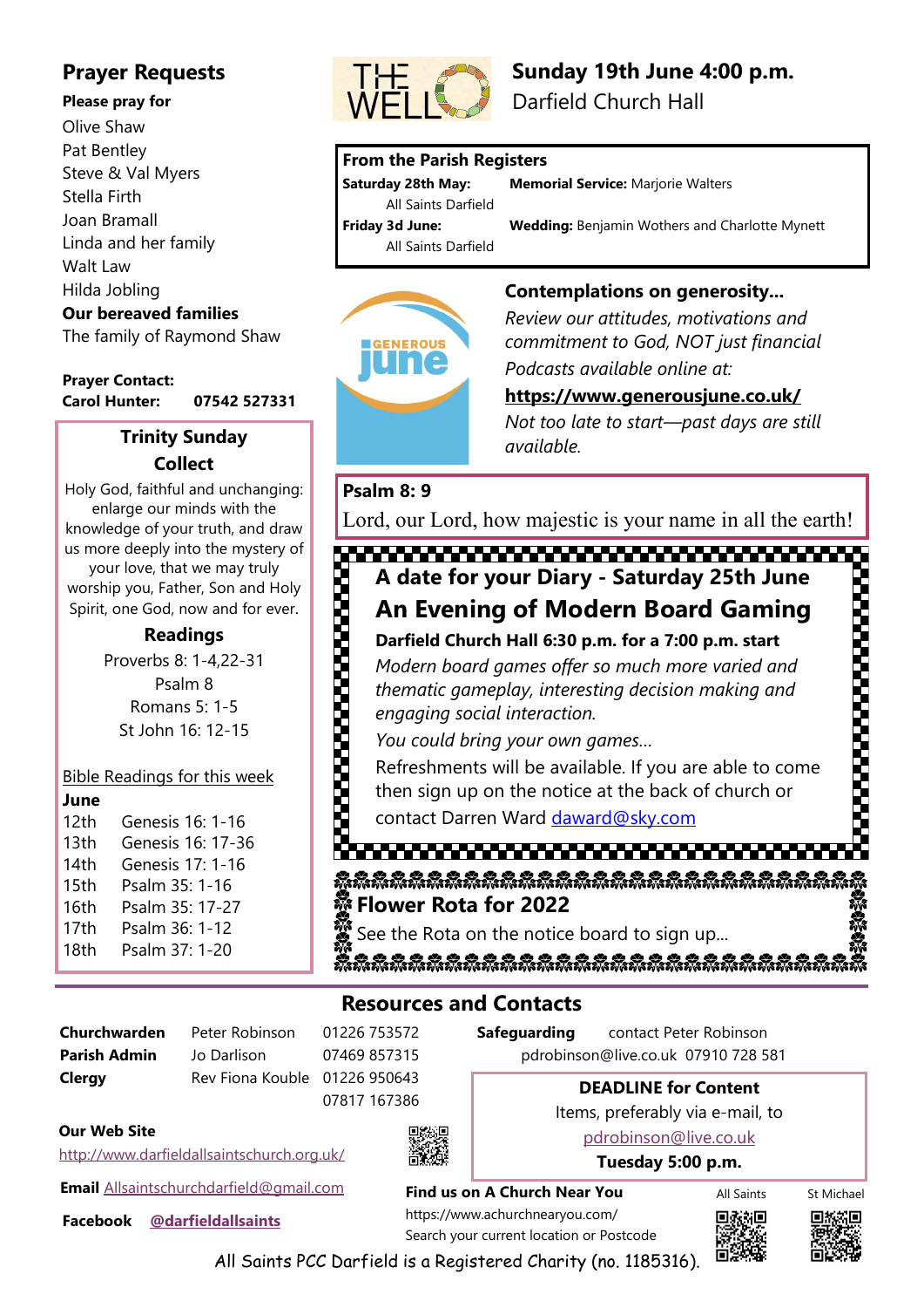## Prayer Requests

**Please pray for**

Olive Shaw
Pat Bentley
Steve & Val Myers
Stella Firth
Joan Bramall
Linda and her family
Walt Law
Hilda Jobling

**Our bereaved families**

The family of Raymond Shaw

**Prayer Contact:**
**Carol Hunter: 07542 527331**

### Trinity Sunday Collect

Holy God, faithful and unchanging: enlarge our minds with the knowledge of your truth, and draw us more deeply into the mystery of your love, that we may truly worship you, Father, Son and Holy Spirit, one God, now and for ever.

**Readings**

Proverbs 8: 1-4,22-31
Psalm 8
Romans 5: 1-5
St John 16: 12-15

Bible Readings for this week

**June**

| | |
|---|---|
| 12th | Genesis 16: 1-16 |
| 13th | Genesis 16: 17-36 |
| 14th | Genesis 17: 1-16 |
| 15th | Psalm 35: 1-16 |
| 16th | Psalm 35: 17-27 |
| 17th | Psalm 36: 1-12 |
| 18th | Psalm 37: 1-20 |

## THE WELL

**Sunday 19th June 4:00 p.m.**
Darfield Church Hall

### From the Parish Registers

| | |
|---|---|
| **Saturday 28th May:** All Saints Darfield | **Memorial Service:** Marjorie Walters |
| **Friday 3d June:** All Saints Darfield | **Wedding:** Benjamin Wothers and Charlotte Mynett |

### GENEROUS june

**Contemplations on generosity...**

*Review our attitudes, motivations and commitment to God, NOT just financial*

*Podcasts available online at:*

**https://www.generousjune.co.uk/**

*Not too late to start—past days are still available.*

**Psalm 8: 9**

Lord, our Lord, how majestic is your name in all the earth!

### A date for your Diary - Saturday 25th June
### An Evening of Modern Board Gaming

**Darfield Church Hall 6:30 p.m. for a 7:00 p.m. start**

*Modern board games offer so much more varied and thematic gameplay, interesting decision making and engaging social interaction.*

*You could bring your own games...*

Refreshments will be available. If you are able to come then sign up on the notice at the back of church or contact Darren Ward daward@sky.com

### Flower Rota for 2022

See the Rota on the notice board to sign up...

## Resources and Contacts

| | | |
|---|---|---|
| **Churchwarden** | Peter Robinson | 01226 753572 |
| **Parish Admin** | Jo Darlison | 07469 857315 |
| **Clergy** | Rev Fiona Kouble | 01226 950643<br>07817 167386 |

**Safeguarding** contact Peter Robinson
pdrobinson@live.co.uk 07910 728 581

**DEADLINE for Content**
Items, preferably via e-mail, to
pdrobinson@live.co.uk
**Tuesday 5:00 p.m.**

**Our Web Site**
http://www.darfieldallsaintschurch.org.uk/

**Email** Allsaintschurchdarfield@gmail.com

**Facebook** **@darfieldallsaints**

**Find us on A Church Near You**
https://www.achurchnearyou.com/
Search your current location or Postcode

All Saints St Michael

All Saints PCC Darfield is a Registered Charity (no. 1185316).